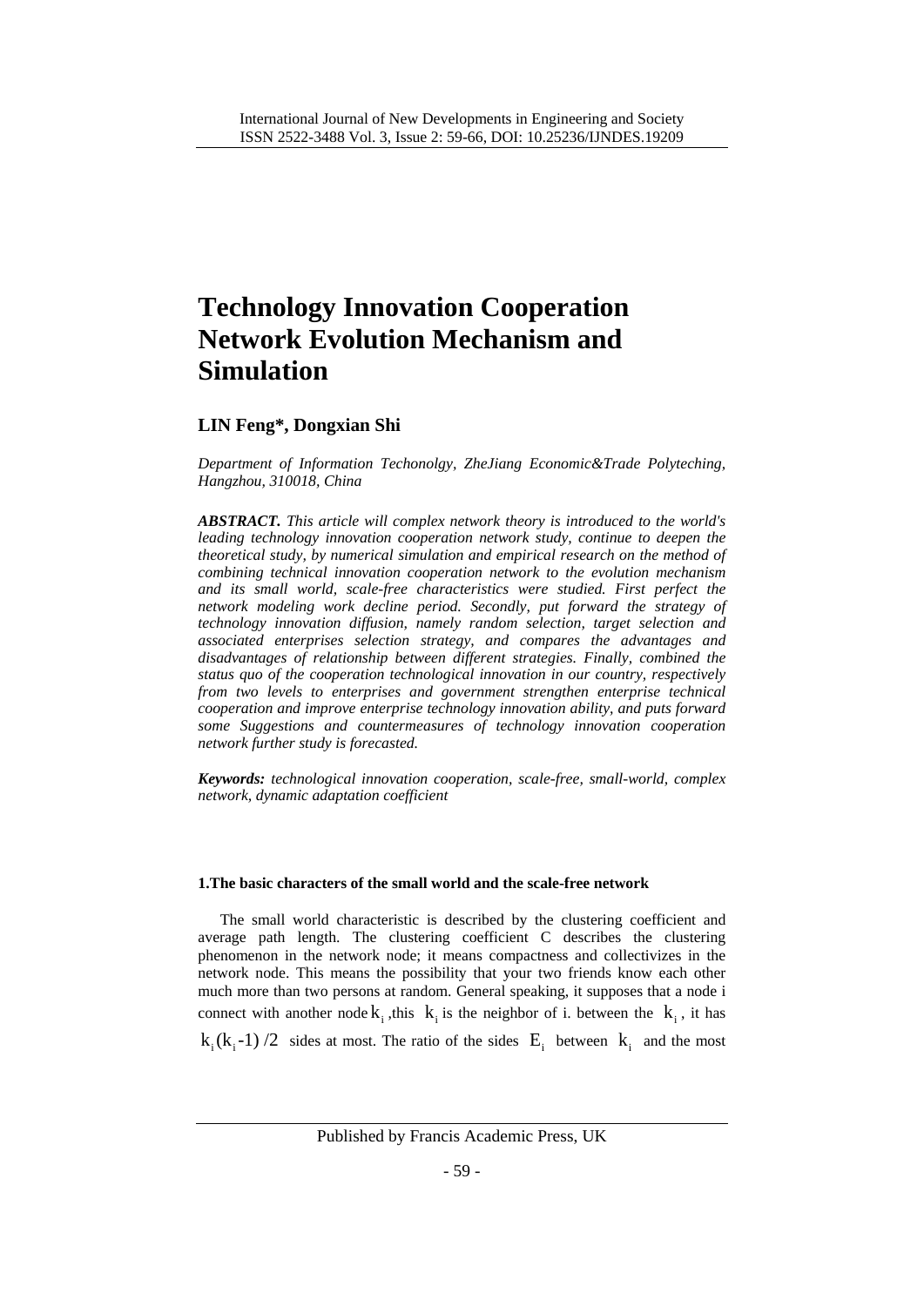# Technology Innovation Cooperation Network Evolution Mechanism and Simulation

**LIN Feng\*, Dongxian Shi**

*Department of Information Techonolgy, ZheJiang Economic&Trade Polyteching, Hangzhou, 310018, China*

***ABSTRACT.*** *This article will complex network theory is introduced to the world's leading technology innovation cooperation network study, continue to deepen the theoretical study, by numerical simulation and empirical research on the method of combining technical innovation cooperation network to the evolution mechanism and its small world, scale-free characteristics were studied. First perfect the network modeling work decline period. Secondly, put forward the strategy of technology innovation diffusion, namely random selection, target selection and associated enterprises selection strategy, and compares the advantages and disadvantages of relationship between different strategies. Finally, combined the status quo of the cooperation technological innovation in our country, respectively from two levels to enterprises and government strengthen enterprise technical cooperation and improve enterprise technology innovation ability, and puts forward some Suggestions and countermeasures of technology innovation cooperation network further study is forecasted.*

***Keywords:*** *technological innovation cooperation, scale-free, small-world, complex network, dynamic adaptation coefficient*

## 1.The basic characters of the small world and the scale-free network

The small world characteristic is described by the clustering coefficient and average path length. The clustering coefficient C describes the clustering phenomenon in the network node; it means compactness and collectivizes in the network node. This means the possibility that your two friends know each other much more than two persons at random. General speaking, it supposes that a node i connect with another node $k_i$ ,this $k_i$ is the neighbor of i. between the $k_i$ , it has $k_i(k_i-1)/2$ sides at most. The ratio of the sides $E_i$ between $k_i$ and the most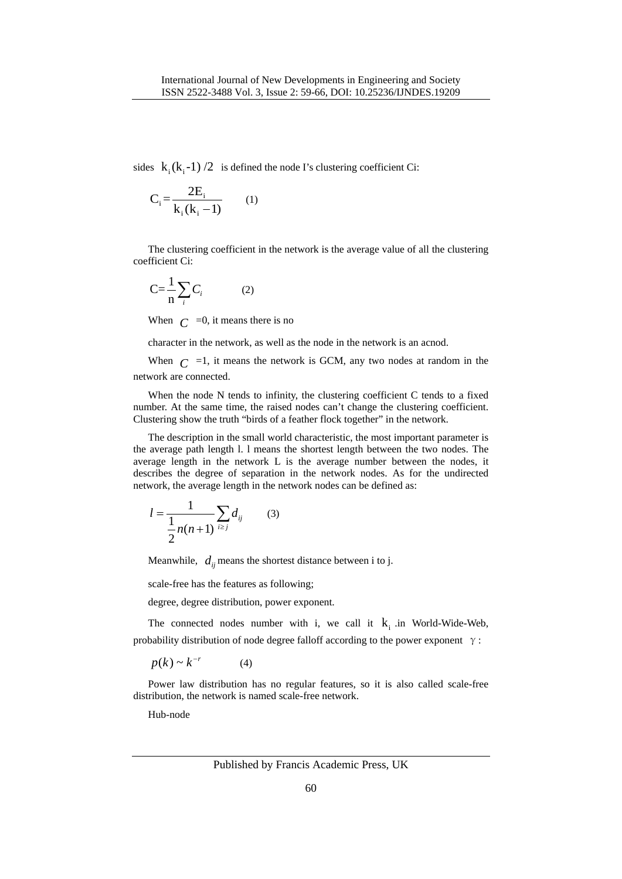sides $k_i(k_i\text{-}1)/2$ is defined the node I's clustering coefficient Ci:

$$C_i = \frac{2E_i}{k_i(k_i - 1)} \qquad (1)$$

The clustering coefficient in the network is the average value of all the clustering coefficient Ci:

$$C = \frac{1}{n}\sum_i C_i \qquad (2)$$

When $C$ =0, it means there is no

character in the network, as well as the node in the network is an acnod.

When $C$ =1, it means the network is GCM, any two nodes at random in the network are connected.

When the node N tends to infinity, the clustering coefficient C tends to a fixed number. At the same time, the raised nodes can't change the clustering coefficient. Clustering show the truth "birds of a feather flock together" in the network.

The description in the small world characteristic, the most important parameter is the average path length l. l means the shortest length between the two nodes. The average length in the network L is the average number between the nodes, it describes the degree of separation in the network nodes. As for the undirected network, the average length in the network nodes can be defined as:

$$l = \frac{1}{\frac{1}{2}n(n+1)}\sum_{i \geq j} d_{ij} \qquad (3)$$

Meanwhile, $d_{ij}$ means the shortest distance between i to j.

scale-free has the features as following;

degree, degree distribution, power exponent.

The connected nodes number with i, we call it $k_i$ .in World-Wide-Web, probability distribution of node degree falloff according to the power exponent $\gamma$ :

$$p(k) \sim k^{-r} \qquad (4)$$

Power law distribution has no regular features, so it is also called scale-free distribution, the network is named scale-free network.

Hub-node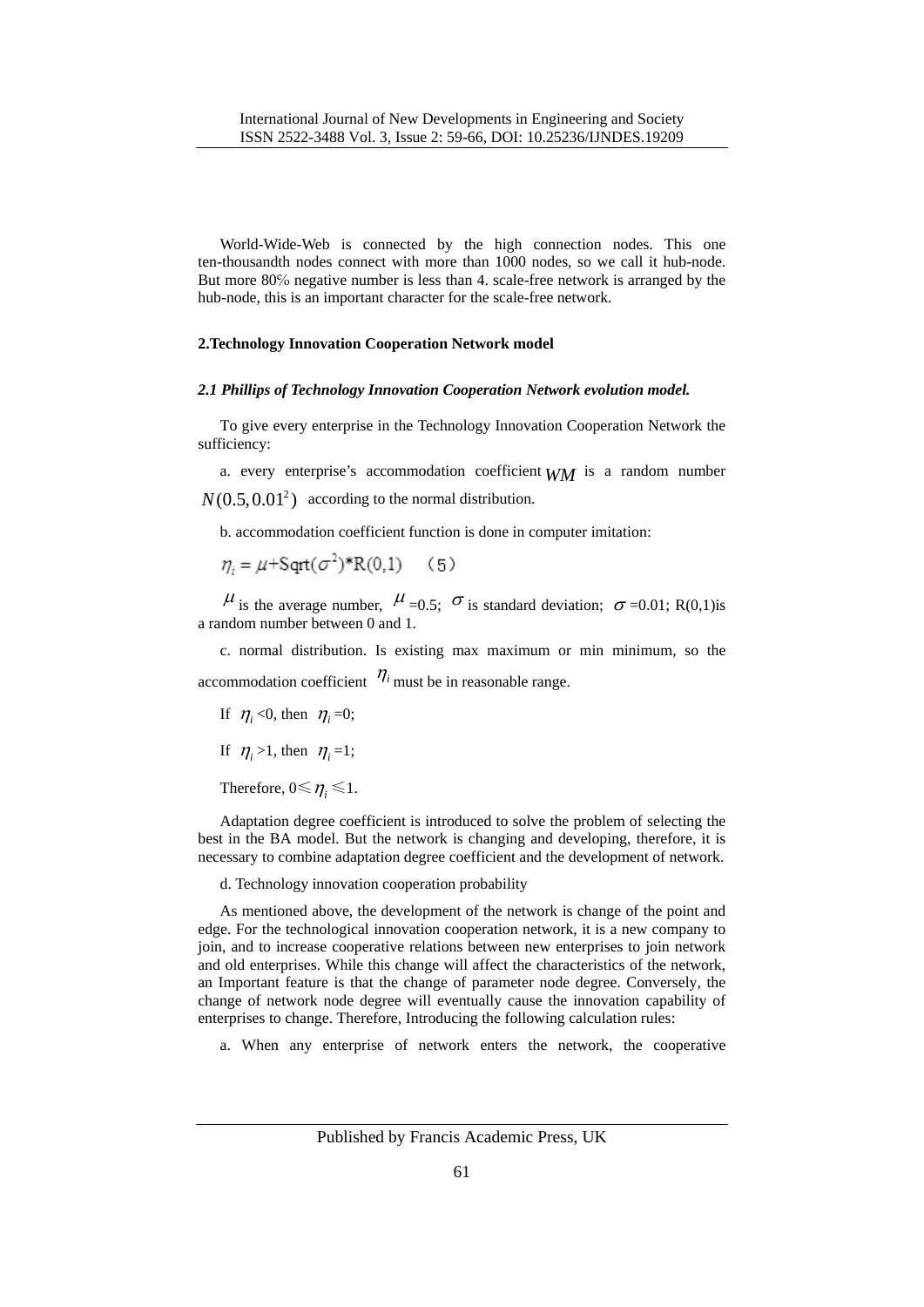World-Wide-Web is connected by the high connection nodes. This one ten-thousandth nodes connect with more than 1000 nodes, so we call it hub-node. But more 80% negative number is less than 4. scale-free network is arranged by the hub-node, this is an important character for the scale-free network.

## 2.Technology Innovation Cooperation Network model

### *2.1 Phillips of Technology Innovation Cooperation Network evolution model.*

To give every enterprise in the Technology Innovation Cooperation Network the sufficiency:

a. every enterprise's accommodation coefficient $WM$ is a random number $N(0.5, 0.01^2)$ according to the normal distribution.

b. accommodation coefficient function is done in computer imitation:

$$\eta_i = \mu + \text{Sqrt}(\sigma^2) * \text{R}(0,1) \quad (5)$$

$\mu$ is the average number, $\mu$ =0.5; $\sigma$ is standard deviation; $\sigma$ =0.01; R(0,1)is a random number between 0 and 1.

c. normal distribution. Is existing max maximum or min minimum, so the accommodation coefficient $\eta_i$ must be in reasonable range.

If $\eta_i$ <0, then $\eta_i$ =0;

If $\eta_i$ >1, then $\eta_i$ =1;

Therefore, $0 \leqslant \eta_i \leqslant 1$.

Adaptation degree coefficient is introduced to solve the problem of selecting the best in the BA model. But the network is changing and developing, therefore, it is necessary to combine adaptation degree coefficient and the development of network.

d. Technology innovation cooperation probability

As mentioned above, the development of the network is change of the point and edge. For the technological innovation cooperation network, it is a new company to join, and to increase cooperative relations between new enterprises to join network and old enterprises. While this change will affect the characteristics of the network, an Important feature is that the change of parameter node degree. Conversely, the change of network node degree will eventually cause the innovation capability of enterprises to change. Therefore, Introducing the following calculation rules:

a. When any enterprise of network enters the network, the cooperative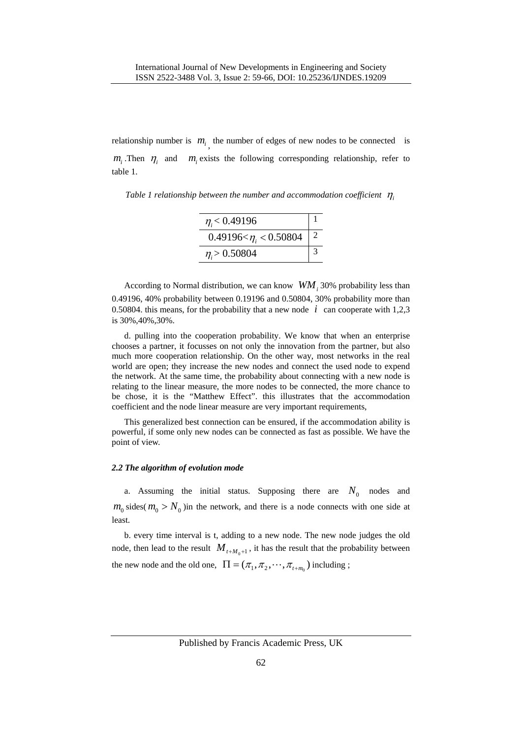relationship number is $m_i$, the number of edges of new nodes to be connected is $m_i$. Then $\eta_i$ and $m_i$ exists the following corresponding relationship, refer to table 1.

*Table 1 relationship between the number and accommodation coefficient* $\eta_i$

| | |
|---|---|
| $\eta_i < 0.49196$ | 1 |
| $0.49196 < \eta_i < 0.50804$ | 2 |
| $\eta_i > 0.50804$ | 3 |

According to Normal distribution, we can know $WM_i$ 30% probability less than 0.49196, 40% probability between 0.19196 and 0.50804, 30% probability more than 0.50804. this means, for the probability that a new node $i$ can cooperate with 1,2,3 is 30%,40%,30%.

d. pulling into the cooperation probability. We know that when an enterprise chooses a partner, it focusses on not only the innovation from the partner, but also much more cooperation relationship. On the other way, most networks in the real world are open; they increase the new nodes and connect the used node to expend the network. At the same time, the probability about connecting with a new node is relating to the linear measure, the more nodes to be connected, the more chance to be chose, it is the "Matthew Effect". this illustrates that the accommodation coefficient and the node linear measure are very important requirements,

This generalized best connection can be ensured, if the accommodation ability is powerful, if some only new nodes can be connected as fast as possible. We have the point of view.

### *2.2 The algorithm of evolution mode*

a. Assuming the initial status. Supposing there are $N_0$ nodes and $m_0$ sides( $m_0 > N_0$ )in the network, and there is a node connects with one side at least.

b. every time interval is t, adding to a new node. The new node judges the old node, then lead to the result $M_{t+M_0+1}$, it has the result that the probability between the new node and the old one, $\Pi = (\pi_1, \pi_2, \cdots, \pi_{t+m_0})$ including ;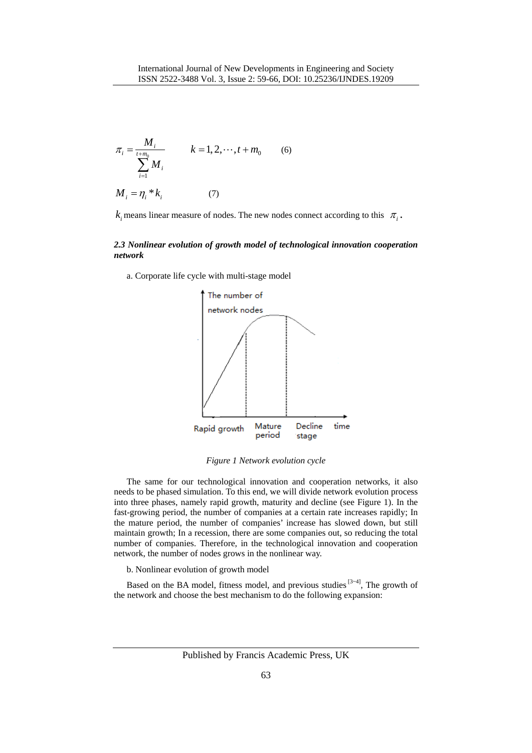$$\pi_i = \frac{M_i}{\sum_{i=1}^{t+m_0} M_i} \qquad k = 1, 2, \cdots, t + m_0 \qquad (6)$$

$$M_i = \eta_i * k_i \qquad (7)$$

$k_i$ means linear measure of nodes. The new nodes connect according to this $\pi_i$.

### *2.3 Nonlinear evolution of growth model of technological innovation cooperation network*

a. Corporate life cycle with multi-stage model

*Figure 1 Network evolution cycle*

The same for our technological innovation and cooperation networks, it also needs to be phased simulation. To this end, we will divide network evolution process into three phases, namely rapid growth, maturity and decline (see Figure 1). In the fast-growing period, the number of companies at a certain rate increases rapidly; In the mature period, the number of companies' increase has slowed down, but still maintain growth; In a recession, there are some companies out, so reducing the total number of companies. Therefore, in the technological innovation and cooperation network, the number of nodes grows in the nonlinear way.

b. Nonlinear evolution of growth model

Based on the BA model, fitness model, and previous studies [3~4], The growth of the network and choose the best mechanism to do the following expansion: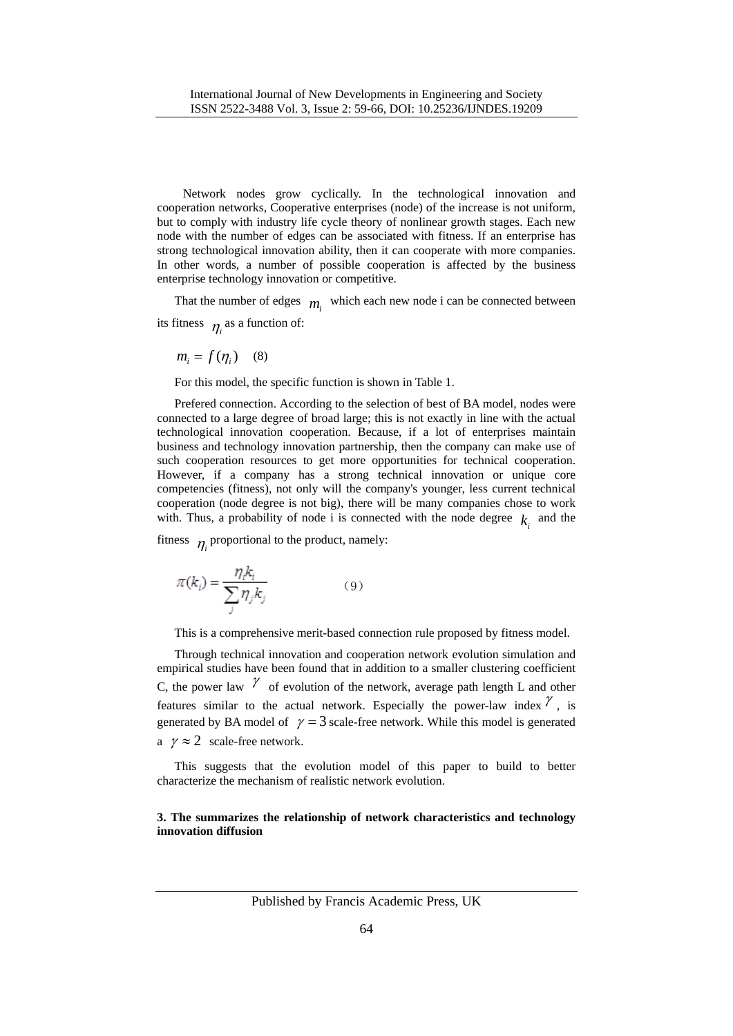Network nodes grow cyclically. In the technological innovation and cooperation networks, Cooperative enterprises (node) of the increase is not uniform, but to comply with industry life cycle theory of nonlinear growth stages. Each new node with the number of edges can be associated with fitness. If an enterprise has strong technological innovation ability, then it can cooperate with more companies. In other words, a number of possible cooperation is affected by the business enterprise technology innovation or competitive.

That the number of edges $m_i$ which each new node i can be connected between its fitness $\eta_i$ as a function of:

$$m_i = f(\eta_i) \quad (8)$$

For this model, the specific function is shown in Table 1.

Prefered connection. According to the selection of best of BA model, nodes were connected to a large degree of broad large; this is not exactly in line with the actual technological innovation cooperation. Because, if a lot of enterprises maintain business and technology innovation partnership, then the company can make use of such cooperation resources to get more opportunities for technical cooperation. However, if a company has a strong technical innovation or unique core competencies (fitness), not only will the company's younger, less current technical cooperation (node degree is not big), there will be many companies chose to work with. Thus, a probability of node i is connected with the node degree $k_i$ and the fitness $\eta_i$ proportional to the product, namely:

$$\pi(k_i) = \frac{\eta_i k_i}{\sum_j \eta_j k_j} \quad (9)$$

This is a comprehensive merit-based connection rule proposed by fitness model.

Through technical innovation and cooperation network evolution simulation and empirical studies have been found that in addition to a smaller clustering coefficient C, the power law $\gamma$ of evolution of the network, average path length L and other features similar to the actual network. Especially the power-law index $\gamma$, is generated by BA model of $\gamma = 3$ scale-free network. While this model is generated a $\gamma \approx 2$ scale-free network.

This suggests that the evolution model of this paper to build to better characterize the mechanism of realistic network evolution.

**3. The summarizes the relationship of network characteristics and technology innovation diffusion**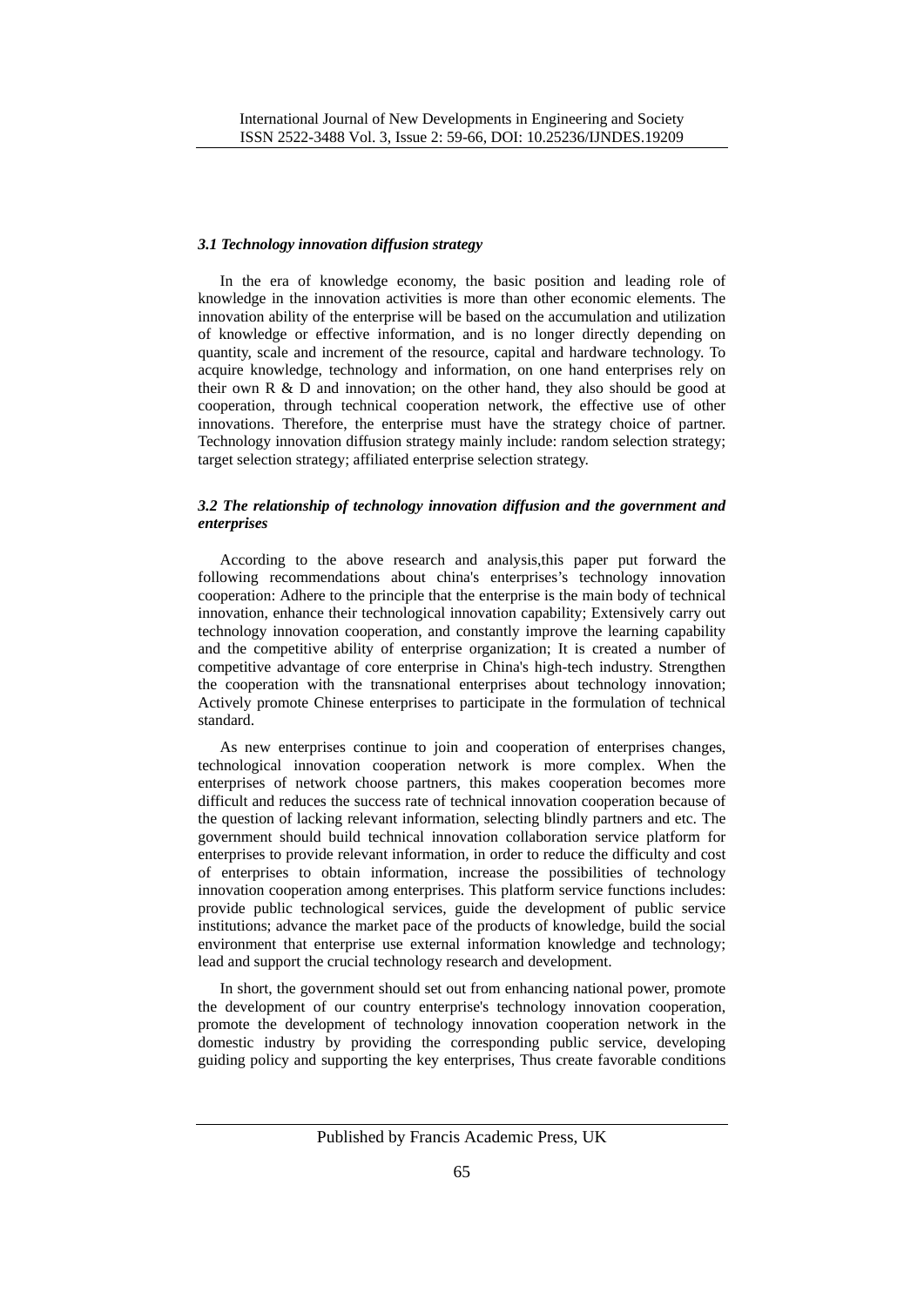### *3.1 Technology innovation diffusion strategy*

In the era of knowledge economy, the basic position and leading role of knowledge in the innovation activities is more than other economic elements. The innovation ability of the enterprise will be based on the accumulation and utilization of knowledge or effective information, and is no longer directly depending on quantity, scale and increment of the resource, capital and hardware technology. To acquire knowledge, technology and information, on one hand enterprises rely on their own R & D and innovation; on the other hand, they also should be good at cooperation, through technical cooperation network, the effective use of other innovations. Therefore, the enterprise must have the strategy choice of partner. Technology innovation diffusion strategy mainly include: random selection strategy; target selection strategy; affiliated enterprise selection strategy.

### *3.2 The relationship of technology innovation diffusion and the government and enterprises*

According to the above research and analysis,this paper put forward the following recommendations about china's enterprises's technology innovation cooperation: Adhere to the principle that the enterprise is the main body of technical innovation, enhance their technological innovation capability; Extensively carry out technology innovation cooperation, and constantly improve the learning capability and the competitive ability of enterprise organization; It is created a number of competitive advantage of core enterprise in China's high-tech industry. Strengthen the cooperation with the transnational enterprises about technology innovation; Actively promote Chinese enterprises to participate in the formulation of technical standard.

As new enterprises continue to join and cooperation of enterprises changes, technological innovation cooperation network is more complex. When the enterprises of network choose partners, this makes cooperation becomes more difficult and reduces the success rate of technical innovation cooperation because of the question of lacking relevant information, selecting blindly partners and etc. The government should build technical innovation collaboration service platform for enterprises to provide relevant information, in order to reduce the difficulty and cost of enterprises to obtain information, increase the possibilities of technology innovation cooperation among enterprises. This platform service functions includes: provide public technological services, guide the development of public service institutions; advance the market pace of the products of knowledge, build the social environment that enterprise use external information knowledge and technology; lead and support the crucial technology research and development.

In short, the government should set out from enhancing national power, promote the development of our country enterprise's technology innovation cooperation, promote the development of technology innovation cooperation network in the domestic industry by providing the corresponding public service, developing guiding policy and supporting the key enterprises, Thus create favorable conditions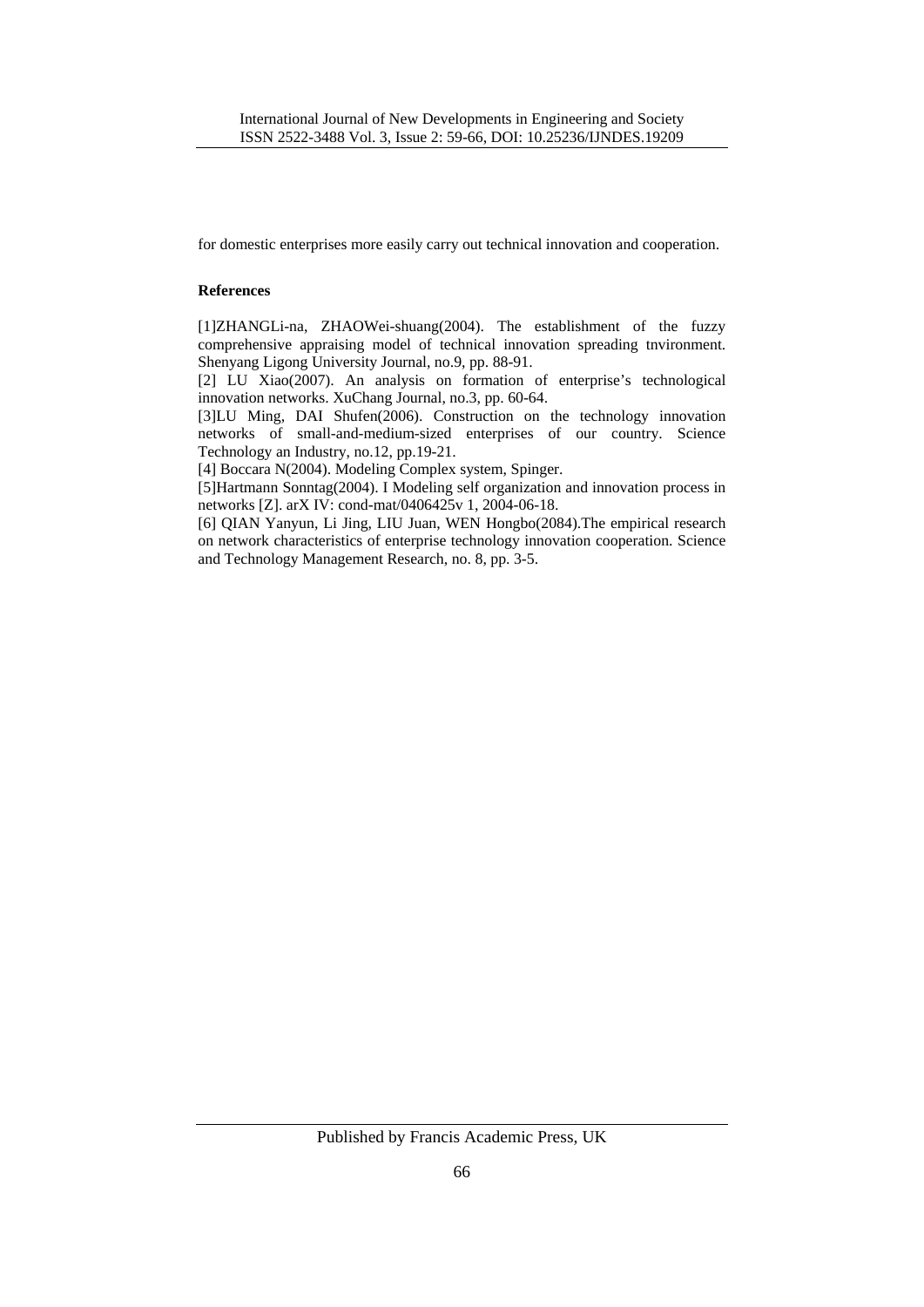for domestic enterprises more easily carry out technical innovation and cooperation.

**References**

[1]ZHANGLi-na, ZHAOWei-shuang(2004). The establishment of the fuzzy comprehensive appraising model of technical innovation spreading tnvironment. Shenyang Ligong University Journal, no.9, pp. 88-91.

[2] LU Xiao(2007). An analysis on formation of enterprise's technological innovation networks. XuChang Journal, no.3, pp. 60-64.

[3]LU Ming, DAI Shufen(2006). Construction on the technology innovation networks of small-and-medium-sized enterprises of our country. Science Technology an Industry, no.12, pp.19-21.

[4] Boccara N(2004). Modeling Complex system, Spinger.

[5]Hartmann Sonntag(2004). I Modeling self organization and innovation process in networks [Z]. arX IV: cond-mat/0406425v 1, 2004-06-18.

[6] QIAN Yanyun, Li Jing, LIU Juan, WEN Hongbo(2084).The empirical research on network characteristics of enterprise technology innovation cooperation. Science and Technology Management Research, no. 8, pp. 3-5.